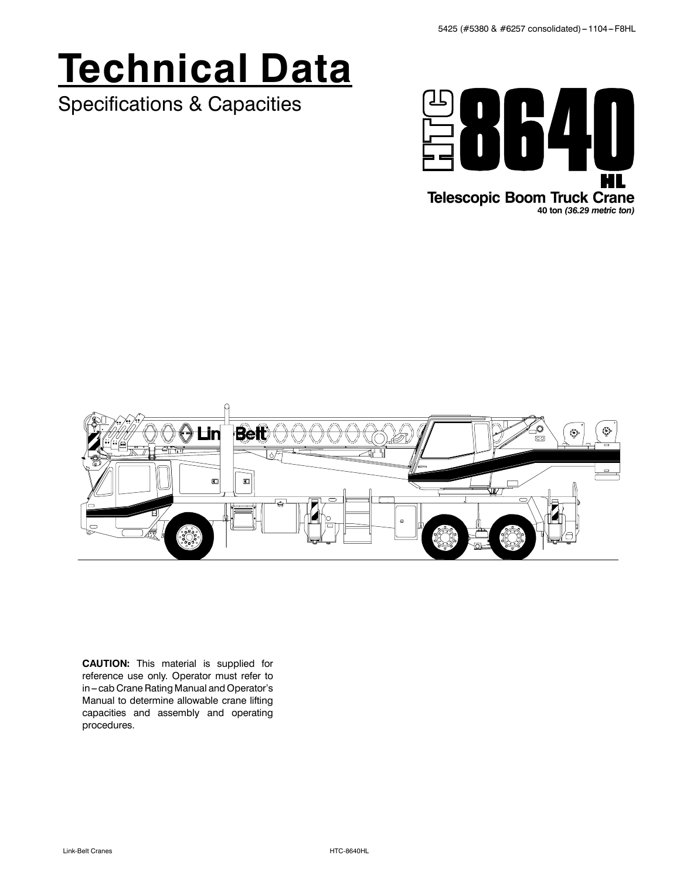5425 (#5380 & #6257 consolidated) – 1104 – F8HL

# Technical Data

## Specifications & Capacities

# HTC 8640 HL

**Telescopic Boom Truck Crane**

**40 ton *(36.29 metric ton)***

**CAUTION:** This material is supplied for reference use only. Operator must refer to in – cab Crane Rating Manual and Operator's Manual to determine allowable crane lifting capacities and assembly and operating procedures.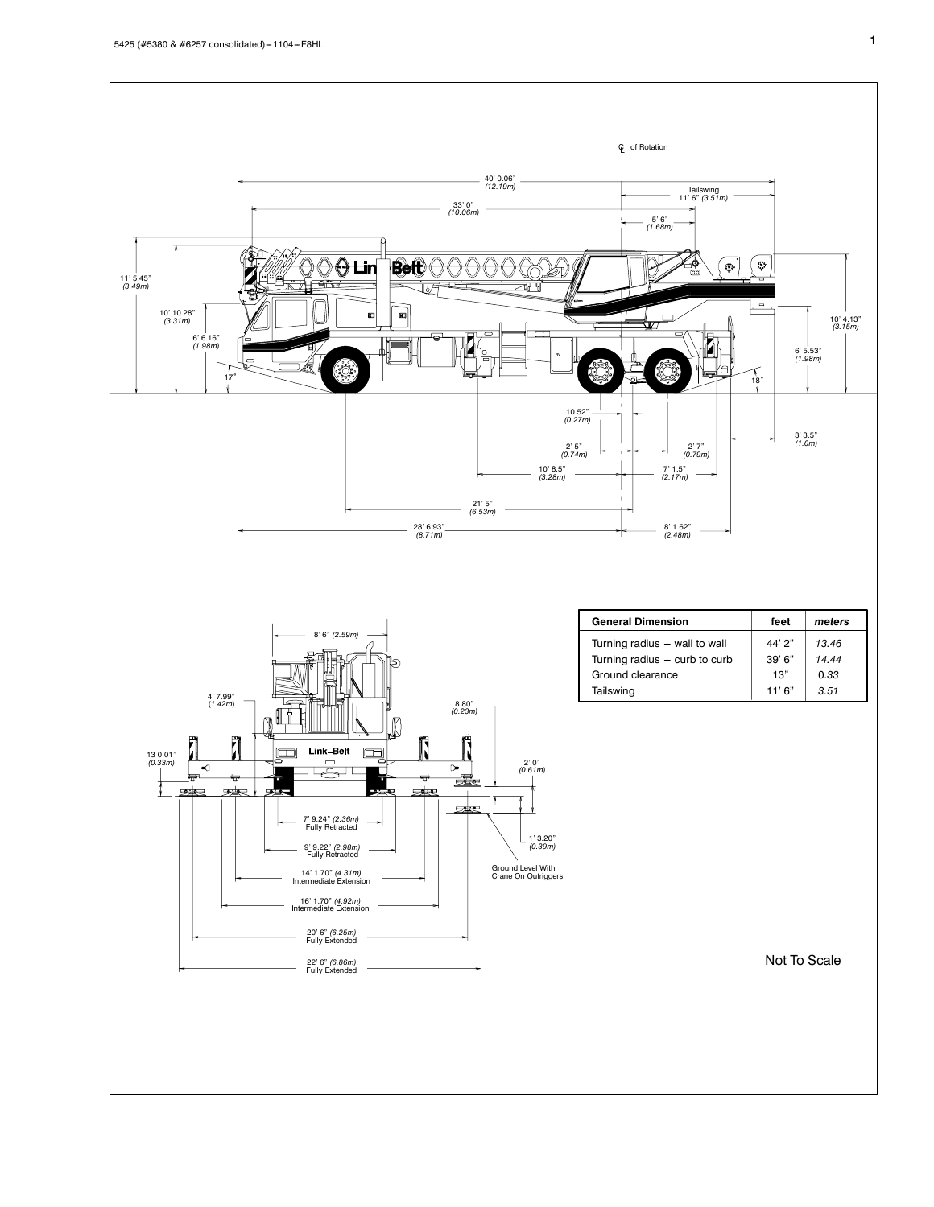| General Dimension | feet | *meters* |
|---|---|---|
| Turning radius – wall to wall | 44' 2" | *13.46* |
| Turning radius – curb to curb | 39' 6" | *14.44* |
| Ground clearance | 13" | *0.33* |
| Tailswing | 11' 6" | *3.51* |

Not To Scale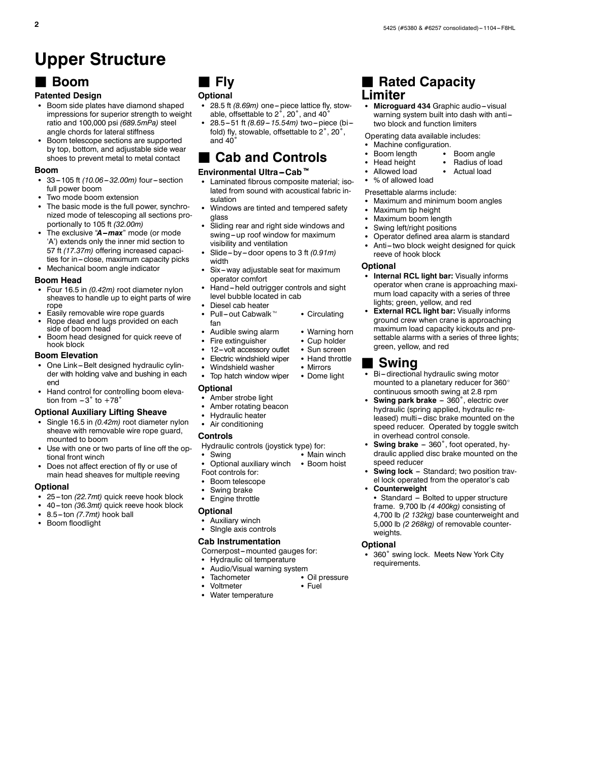# Upper Structure

## Boom

### Patented Design

- Boom side plates have diamond shaped impressions for superior strength to weight ratio and 100,000 psi *(689.5mPa)* steel angle chords for lateral stiffness
- Boom telescope sections are supported by top, bottom, and adjustable side wear shoes to prevent metal to metal contact

### Boom

- 33 – 105 ft *(10.06 – 32.00m)* four – section full power boom
- Two mode boom extension
- The basic mode is the full power, synchronized mode of telescoping all sections proportionally to 105 ft *(32.00m)*
- The exclusive "***A – max***" mode (or mode 'A') extends only the inner mid section to 57 ft *(17.37m)* offering increased capacities for in – close, maximum capacity picks
- Mechanical boom angle indicator

### Boom Head

- Four 16.5 in *(0.42m)* root diameter nylon sheaves to handle up to eight parts of wire rope
- Easily removable wire rope guards
- Rope dead end lugs provided on each side of boom head
- Boom head designed for quick reeve of hook block

### Boom Elevation

- One Link – Belt designed hydraulic cylinder with holding valve and bushing in each end
- Hand control for controlling boom elevation from – 3˚ to +78˚

### Optional Auxiliary Lifting Sheave

- Single 16.5 in *(0.42m)* root diameter nylon sheave with removable wire rope guard, mounted to boom
- Use with one or two parts of line off the optional front winch
- Does not affect erection of fly or use of main head sheaves for multiple reeving

### Optional

- 25 – ton *(22.7mt)* quick reeve hook block
- 40 – ton *(36.3mt)* quick reeve hook block
- 8.5 – ton *(7.7mt)* hook ball
- Boom floodlight

## Fly

### Optional

- 28.5 ft *(8.69m)* one – piece lattice fly, stowable, offsettable to 2˚, 20˚, and 40˚
- 28.5 – 51 ft *(8.69 – 15.54m)* two – piece (bi – fold) fly, stowable, offsettable to 2˚, 20˚, and 40˚

## Cab and Controls

### Environmental Ultra – Cab™

- Laminated fibrous composite material; isolated from sound with acoustical fabric insulation
- Windows are tinted and tempered safety glass
- Sliding rear and right side windows and swing – up roof window for maximum visibility and ventilation
- Slide – by – door opens to 3 ft *(0.91m)* width
- Six – way adjustable seat for maximum operator comfort
- Hand – held outrigger controls and sight level bubble located in cab
- Diesel cab heater
- Pull – out Cabwalk™
- Circulating fan
- Audible swing alarm
- Warning horn
- Fire extinguisher
- Cup holder
- 12 – volt accessory outlet
- Sun screen
- Electric windshield wiper
- Hand throttle
- Windshield washer
- Mirrors
- Top hatch window wiper
- Dome light

### Optional

- Amber strobe light
- Amber rotating beacon
- Hydraulic heater
- Air conditioning

### Controls

Hydraulic controls (joystick type) for:

- Swing
- Main winch
- Optional auxiliary winch
- Boom hoist

Foot controls for:

- Boom telescope
- Swing brake
- Engine throttle

### Optional

- Auxiliary winch
- SIngle axis controls

### Cab Instrumentation

Cornerpost – mounted gauges for:

- Hydraulic oil temperature
- Audio/Visual warning system
- Tachometer
- Oil pressure
- Voltmeter
- Fuel
- Water temperature

## Rated Capacity Limiter

- **Microguard 434** Graphic audio – visual warning system built into dash with anti – two block and function limiters

Operating data available includes:

- Machine configuration.
- Boom length
- Boom angle
- Head height
- Radius of load
- Allowed load
- Actual load
- % of allowed load

Presettable alarms include:

- Maximum and minimum boom angles
- Maximum tip height
- Maximum boom length
- Swing left/right positions
- Operator defined area alarm is standard
- Anti – two block weight designed for quick reeve of hook block

### Optional

- **Internal RCL light bar:** Visually informs operator when crane is approaching maximum load capacity with a series of three lights; green, yellow, and red
- **External RCL light bar:** Visually informs ground crew when crane is approaching maximum load capacity kickouts and presettable alarms with a series of three lights; green, yellow, and red

## Swing

- Bi – directional hydraulic swing motor mounted to a planetary reducer for 360° continuous smooth swing at 2.8 rpm
- **Swing park brake** – 360˚, electric over hydraulic (spring applied, hydraulic released) multi – disc brake mounted on the speed reducer. Operated by toggle switch in overhead control console.
- **Swing brake** – 360˚, foot operated, hydraulic applied disc brake mounted on the speed reducer
- **Swing lock** – Standard; two position travel lock operated from the operator's cab
- **Counterweight**
  - Standard – Bolted to upper structure frame. 9,700 lb *(4 400kg)* consisting of 4,700 lb *(2 132kg)* base counterweight and 5,000 lb *(2 268kg)* of removable counterweights.

### Optional

- 360˚ swing lock. Meets New York City requirements.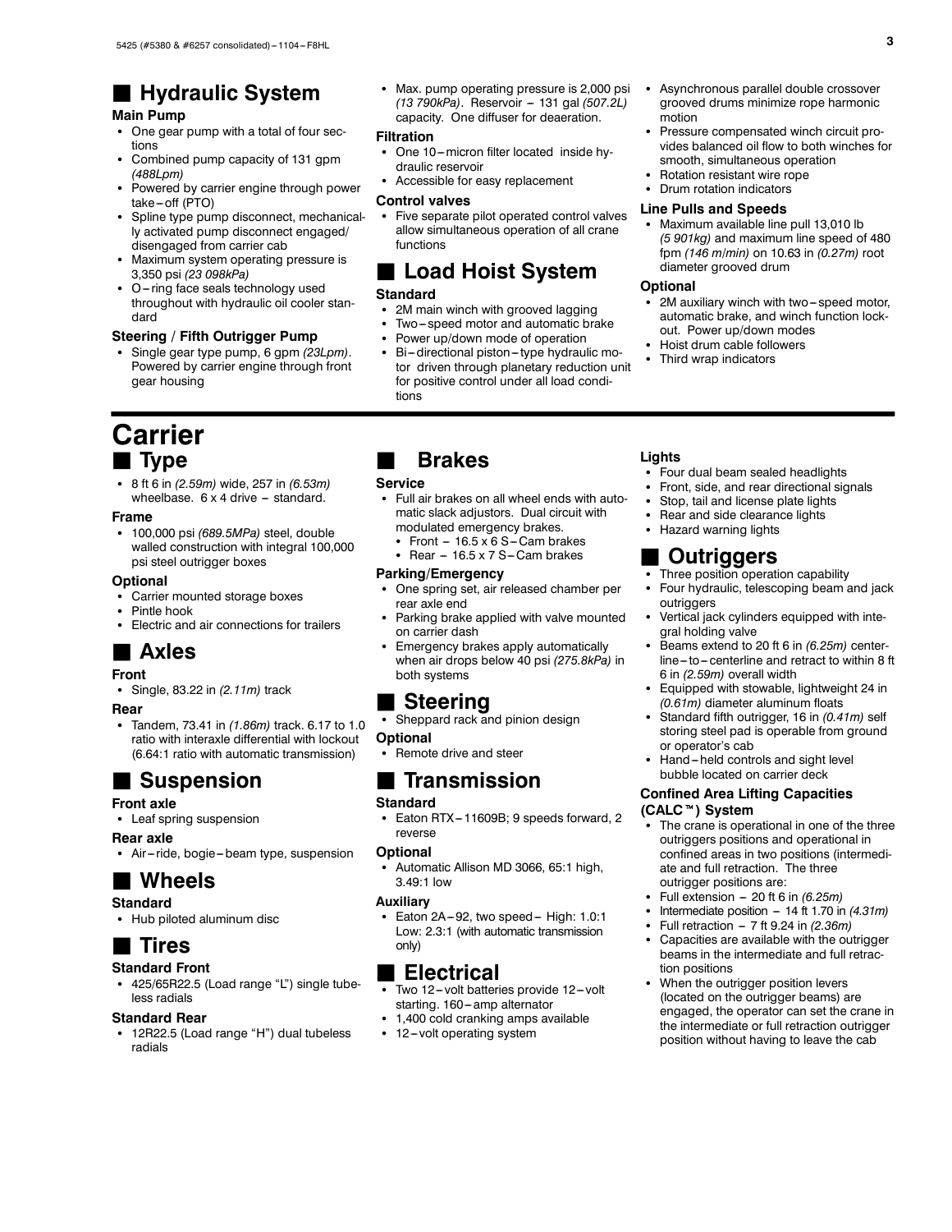## Hydraulic System

### Main Pump

- One gear pump with a total of four sections
- Combined pump capacity of 131 gpm *(488Lpm)*
- Powered by carrier engine through power take – off (PTO)
- Spline type pump disconnect, mechanically activated pump disconnect engaged/ disengaged from carrier cab
- Maximum system operating pressure is 3,350 psi *(23 098kPa)*
- O – ring face seals technology used throughout with hydraulic oil cooler standard

### Steering / Fifth Outrigger Pump

- Single gear type pump, 6 gpm *(23Lpm)*. Powered by carrier engine through front gear housing
- Max. pump operating pressure is 2,000 psi *(13 790kPa)*. Reservoir – 131 gal *(507.2L)* capacity. One diffuser for deaeration.

### Filtration

- One 10 – micron filter located inside hydraulic reservoir
- Accessible for easy replacement

### Control valves

- Five separate pilot operated control valves allow simultaneous operation of all crane functions

## Load Hoist System

### Standard

- 2M main winch with grooved lagging
- Two – speed motor and automatic brake
- Power up/down mode of operation
- Bi – directional piston – type hydraulic motor driven through planetary reduction unit for positive control under all load conditions
- Asynchronous parallel double crossover grooved drums minimize rope harmonic motion
- Pressure compensated winch circuit provides balanced oil flow to both winches for smooth, simultaneous operation
- Rotation resistant wire rope
- Drum rotation indicators

### Line Pulls and Speeds

- Maximum available line pull 13,010 lb *(5 901kg)* and maximum line speed of 480 fpm *(146 m/min)* on 10.63 in *(0.27m)* root diameter grooved drum

### Optional

- 2M auxiliary winch with two – speed motor, automatic brake, and winch function lockout. Power up/down modes
- Hoist drum cable followers
- Third wrap indicators

# Carrier

## Type

- 8 ft 6 in *(2.59m)* wide, 257 in *(6.53m)* wheelbase. 6 x 4 drive – standard.

### Frame

- 100,000 psi *(689.5MPa)* steel, double walled construction with integral 100,000 psi steel outrigger boxes

### Optional

- Carrier mounted storage boxes
- Pintle hook
- Electric and air connections for trailers

## Axles

### Front

- Single, 83.22 in *(2.11m)* track

### Rear

- Tandem, 73.41 in *(1.86m)* track. 6.17 to 1.0 ratio with interaxle differential with lockout (6.64:1 ratio with automatic transmission)

## Suspension

### Front axle

- Leaf spring suspension

### Rear axle

- Air – ride, bogie – beam type, suspension

## Wheels

### Standard

- Hub piloted aluminum disc

## Tires

### Standard Front

- 425/65R22.5 (Load range "L") single tubeless radials

### Standard Rear

- 12R22.5 (Load range "H") dual tubeless radials

## Brakes

### Service

- Full air brakes on all wheel ends with automatic slack adjustors. Dual circuit with modulated emergency brakes.
  - Front – 16.5 x 6 S – Cam brakes
  - Rear – 16.5 x 7 S – Cam brakes

### Parking/Emergency

- One spring set, air released chamber per rear axle end
- Parking brake applied with valve mounted on carrier dash
- Emergency brakes apply automatically when air drops below 40 psi *(275.8kPa)* in both systems

## Steering

- Sheppard rack and pinion design

### Optional

- Remote drive and steer

## Transmission

### Standard

- Eaton RTX – 11609B; 9 speeds forward, 2 reverse

### Optional

- Automatic Allison MD 3066, 65:1 high, 3.49:1 low

### Auxiliary

- Eaton 2A – 92, two speed – High: 1.0:1 Low: 2.3:1 (with automatic transmission only)

## Electrical

- Two 12 – volt batteries provide 12 – volt starting. 160 – amp alternator
- 1,400 cold cranking amps available
- 12 – volt operating system

### Lights

- Four dual beam sealed headlights
- Front, side, and rear directional signals
- Stop, tail and license plate lights
- Rear and side clearance lights
- Hazard warning lights

## Outriggers

- Three position operation capability
- Four hydraulic, telescoping beam and jack outriggers
- Vertical jack cylinders equipped with integral holding valve
- Beams extend to 20 ft 6 in *(6.25m)* centerline – to – centerline and retract to within 8 ft 6 in *(2.59m)* overall width
- Equipped with stowable, lightweight 24 in *(0.61m)* diameter aluminum floats
- Standard fifth outrigger, 16 in *(0.41m)* self storing steel pad is operable from ground or operator's cab
- Hand – held controls and sight level bubble located on carrier deck

### Confined Area Lifting Capacities (CALC™) System

- The crane is operational in one of the three outriggers positions and operational in confined areas in two positions (intermediate and full retraction. The three outrigger positions are:
- Full extension – 20 ft 6 in *(6.25m)*
- Intermediate position – 14 ft 1.70 in *(4.31m)*
- Full retraction – 7 ft 9.24 in *(2.36m)*
- Capacities are available with the outrigger beams in the intermediate and full retraction positions
- When the outrigger position levers (located on the outrigger beams) are engaged, the operator can set the crane in the intermediate or full retraction outrigger position without having to leave the cab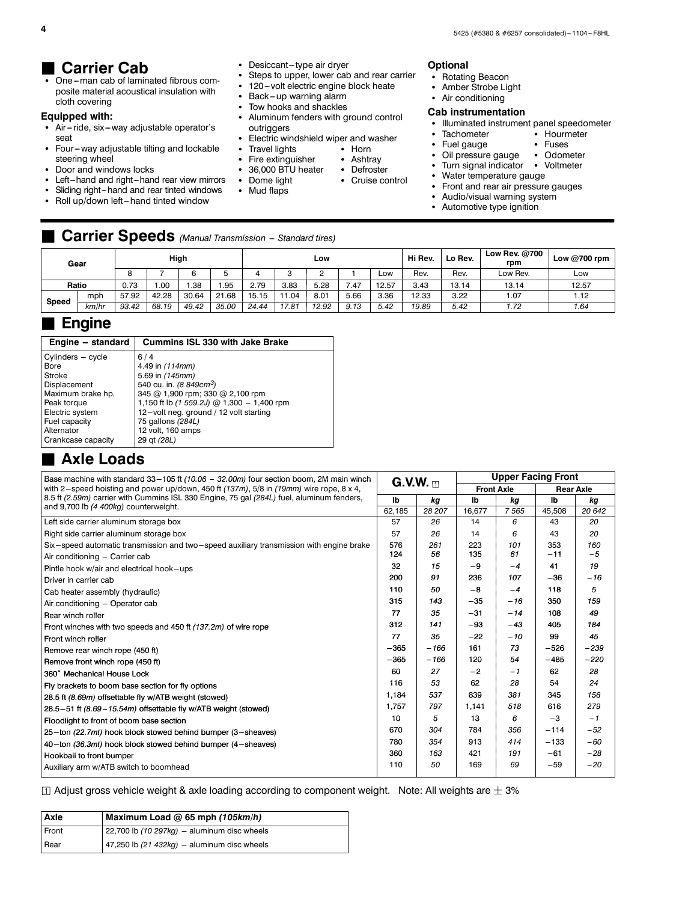## Carrier Cab

- One–man cab of laminated fibrous composite material acoustical insulation with cloth covering

### Equipped with:

- Air–ride, six–way adjustable operator's seat
- Four–way adjustable tilting and lockable steering wheel
- Door and windows locks
- Left–hand and right–hand rear view mirrors
- Sliding right–hand and rear tinted windows
- Roll up/down left–hand tinted window
- Desiccant–type air dryer
- Steps to upper, lower cab and rear carrier
- 120–volt electric engine block heate
- Back–up warning alarm
- Tow hooks and shackles
- Aluminum fenders with ground control outriggers
- Electric windshield wiper and washer
- Travel lights
- Horn
- Fire extinguisher
- Ashtray
- 36,000 BTU heater
- Defroster
- Dome light
- Cruise control
- Mud flaps

### Optional

- Rotating Beacon
- Amber Strobe Light
- Air conditioning

### Cab instrumentation

- Illuminated instrument panel speedometer
- Tachometer
- Hourmeter
- Fuel gauge
- Fuses
- Oil pressure gauge
- Odometer
- Turn signal indicator
- Voltmeter
- Water temperature gauge
- Front and rear air pressure gauges
- Audio/visual warning system
- Automotive type ignition

## Carrier Speeds *(Manual Transmission – Standard tires)*

| Gear | | High | | | | Low | | | | | Hi Rev. | Lo Rev. | Low Rev. @700 rpm | Low @700 rpm |
|---|---|---|---|---|---|---|---|---|---|---|---|---|---|---|
| | | 8 | 7 | 6 | 5 | 4 | 3 | 2 | 1 | Low | Rev. | Rev. | Low Rev. | Low |
| Ratio | | 0.73 | 1.00 | 1.38 | 1.95 | 2.79 | 3.83 | 5.28 | 7.47 | 12.57 | 3.43 | 13.14 | 13.14 | 12.57 |
| Speed | mph | 57.92 | 42.28 | 30.64 | 21.68 | 15.15 | 11.04 | 8.01 | 5.66 | 3.36 | 12.33 | 3.22 | 1.07 | 1.12 |
| | *km/hr* | *93.42* | *68.19* | *49.42* | *35.00* | *24.44* | *17.81* | *12.92* | *9.13* | *5.42* | *19.89* | *5.42* | *1.72* | *1.64* |

## Engine

| Engine – standard | Cummins ISL 330 with Jake Brake |
|---|---|
| Cylinders – cycle | 6 / 4 |
| Bore | 4.49 in *(114mm)* |
| Stroke | 5.69 in *(145mm)* |
| Displacement | 540 cu. in. *(8 849cm$^3$)* |
| Maximum brake hp. | 345 @ 1,900 rpm; 330 @ 2,100 rpm |
| Peak torque | 1,150 ft lb *(1 559.2J)* @ 1,300 – 1,400 rpm |
| Electric system | 12–volt neg. ground / 12 volt starting |
| Fuel capacity | 75 gallons *(284L)* |
| Alternator | 12 volt, 160 amps |
| Crankcase capacity | 29 qt *(28L)* |

## Axle Loads

| Base machine with standard 33–105 ft *(10.06 – 32.00m)* four section boom, 2M main winch with 2–speed hoisting and power up/down, 450 ft *(137m)*, 5/8 in *(19mm)* wire rope, 8 x 4, 8.5 ft *(2.59m)* carrier with Cummins ISL 330 Engine, 75 gal *(284L)* fuel, aluminum fenders, and 9,700 lb *(4 400kg)* counterweight. | G.V.W. [1] | | Upper Facing Front | | | |
|---|---|---|---|---|---|---|
| | | | Front Axle | | Rear Axle | |
| | lb | *kg* | lb | *kg* | lb | *kg* |
| | 62,185 | *28 207* | 16,677 | *7 565* | 45,508 | *20 642* |
| Left side carrier aluminum storage box | 57 | *26* | 14 | *6* | 43 | *20* |
| Right side carrier aluminum storage box | 57 | *26* | 14 | *6* | 43 | *20* |
| Six–speed automatic transmission and two–speed auxiliary transmission with engine brake | 576 | *261* | 223 | *101* | 353 | *160* |
| Air conditioning – Carrier cab | 124 | *56* | 135 | *61* | –11 | *–5* |
| Pintle hook w/air and electrical hook–ups | 32 | *15* | –9 | *–4* | 41 | *19* |
| Driver in carrier cab | 200 | *91* | 236 | *107* | –36 | *–16* |
| Cab heater assembly (hydraulic) | 110 | *50* | –8 | *–4* | 118 | *5* |
| Air conditioning – Operator cab | 315 | *143* | –35 | *–16* | 350 | *159* |
| Rear winch roller | 77 | *35* | –31 | *–14* | 108 | *49* |
| Front winches with two speeds and 450 ft *(137.2m)* of wire rope | 312 | *141* | –93 | *–43* | 405 | *184* |
| Front winch roller | 77 | *35* | –22 | *–10* | 99 | *45* |
| Remove rear winch rope (450 ft) | –365 | *–166* | 161 | *73* | –526 | *–239* |
| Remove front winch rope (450 ft) | –365 | *–166* | 120 | *54* | –485 | *–220* |
| 360° Mechanical House Lock | 60 | *27* | –2 | *–1* | 62 | *28* |
| Fly brackets to boom base section for fly options | 116 | *53* | 62 | *28* | 54 | *24* |
| 28.5 ft *(8.69m)* offsettable fly w/ATB weight (stowed) | 1,184 | *537* | 839 | *381* | 345 | *156* |
| 28.5–51 ft *(8.69 – 15.54m)* offsettable fly w/ATB weight (stowed) | 1,757 | *797* | 1,141 | *518* | 616 | *279* |
| Floodlight to front of boom base section | 10 | *5* | 13 | *6* | –3 | *–1* |
| 25–ton *(22.7mt)* hook block stowed behind bumper (3–sheaves) | 670 | *304* | 784 | *356* | –114 | *–52* |
| 40–ton *(36.3mt)* hook block stowed behind bumper (4–sheaves) | 780 | *354* | 913 | *414* | –133 | *–60* |
| Hookball to front bumper | 360 | *163* | 421 | *191* | –61 | *–28* |
| Auxiliary arm w/ATB switch to boomhead | 110 | *50* | 169 | *69* | –59 | *–20* |

[1] Adjust gross vehicle weight & axle loading according to component weight. Note: All weights are ± 3%

| Axle | Maximum Load @ 65 mph *(105km/h)* |
|---|---|
| Front | 22,700 lb *(10 297kg)* – aluminum disc wheels |
| Rear | 47,250 lb *(21 432kg)* – aluminum disc wheels |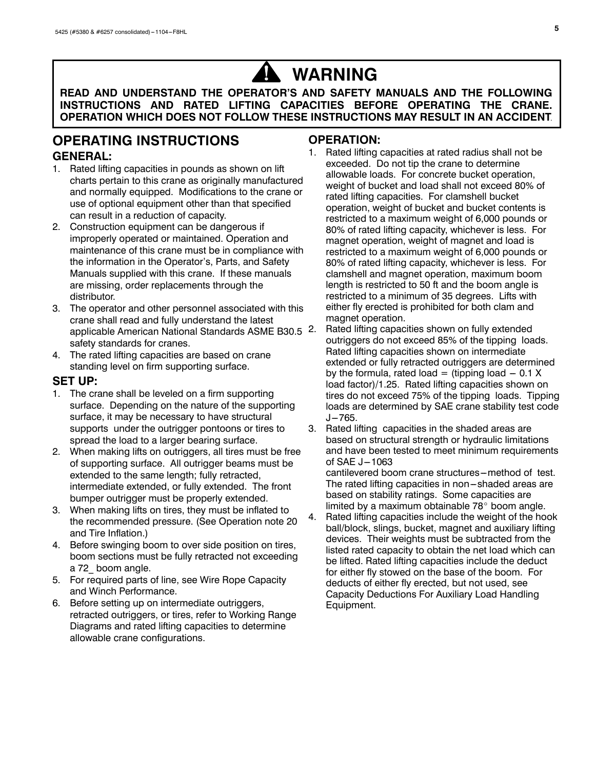# ⚠ WARNING

**READ AND UNDERSTAND THE OPERATOR'S AND SAFETY MANUALS AND THE FOLLOWING INSTRUCTIONS AND RATED LIFTING CAPACITIES BEFORE OPERATING THE CRANE. OPERATION WHICH DOES NOT FOLLOW THESE INSTRUCTIONS MAY RESULT IN AN ACCIDENT.**

## OPERATING INSTRUCTIONS

### GENERAL:

1. Rated lifting capacities in pounds as shown on lift charts pertain to this crane as originally manufactured and normally equipped. Modifications to the crane or use of optional equipment other than that specified can result in a reduction of capacity.
2. Construction equipment can be dangerous if improperly operated or maintained. Operation and maintenance of this crane must be in compliance with the information in the Operator's, Parts, and Safety Manuals supplied with this crane. If these manuals are missing, order replacements through the distributor.
3. The operator and other personnel associated with this crane shall read and fully understand the latest applicable American National Standards ASME B30.5 safety standards for cranes.
4. The rated lifting capacities are based on crane standing level on firm supporting surface.

### SET UP:

1. The crane shall be leveled on a firm supporting surface. Depending on the nature of the supporting surface, it may be necessary to have structural supports under the outrigger pontoons or tires to spread the load to a larger bearing surface.
2. When making lifts on outriggers, all tires must be free of supporting surface. All outrigger beams must be extended to the same length; fully retracted, intermediate extended, or fully extended. The front bumper outrigger must be properly extended.
3. When making lifts on tires, they must be inflated to the recommended pressure. (See Operation note 20 and Tire Inflation.)
4. Before swinging boom to over side position on tires, boom sections must be fully retracted not exceeding a 72_ boom angle.
5. For required parts of line, see Wire Rope Capacity and Winch Performance.
6. Before setting up on intermediate outriggers, retracted outriggers, or tires, refer to Working Range Diagrams and rated lifting capacities to determine allowable crane configurations.

### OPERATION:

1. Rated lifting capacities at rated radius shall not be exceeded. Do not tip the crane to determine allowable loads. For concrete bucket operation, weight of bucket and load shall not exceed 80% of rated lifting capacities. For clamshell bucket operation, weight of bucket and bucket contents is restricted to a maximum weight of 6,000 pounds or 80% of rated lifting capacity, whichever is less. For magnet operation, weight of magnet and load is restricted to a maximum weight of 6,000 pounds or 80% of rated lifting capacity, whichever is less. For clamshell and magnet operation, maximum boom length is restricted to 50 ft and the boom angle is restricted to a minimum of 35 degrees. Lifts with either fly erected is prohibited for both clam and magnet operation.
2. Rated lifting capacities shown on fully extended outriggers do not exceed 85% of the tipping loads. Rated lifting capacities shown on intermediate extended or fully retracted outriggers are determined by the formula, rated load = (tipping load − 0.1 X load factor)/1.25. Rated lifting capacities shown on tires do not exceed 75% of the tipping loads. Tipping loads are determined by SAE crane stability test code J−765.
3. Rated lifting capacities in the shaded areas are based on structural strength or hydraulic limitations and have been tested to meet minimum requirements of SAE J−1063 cantilevered boom crane structures−method of test. The rated lifting capacities in non−shaded areas are based on stability ratings. Some capacities are limited by a maximum obtainable 78° boom angle.
4. Rated lifting capacities include the weight of the hook ball/block, slings, bucket, magnet and auxiliary lifting devices. Their weights must be subtracted from the listed rated capacity to obtain the net load which can be lifted. Rated lifting capacities include the deduct for either fly stowed on the base of the boom. For deducts of either fly erected, but not used, see Capacity Deductions For Auxiliary Load Handling Equipment.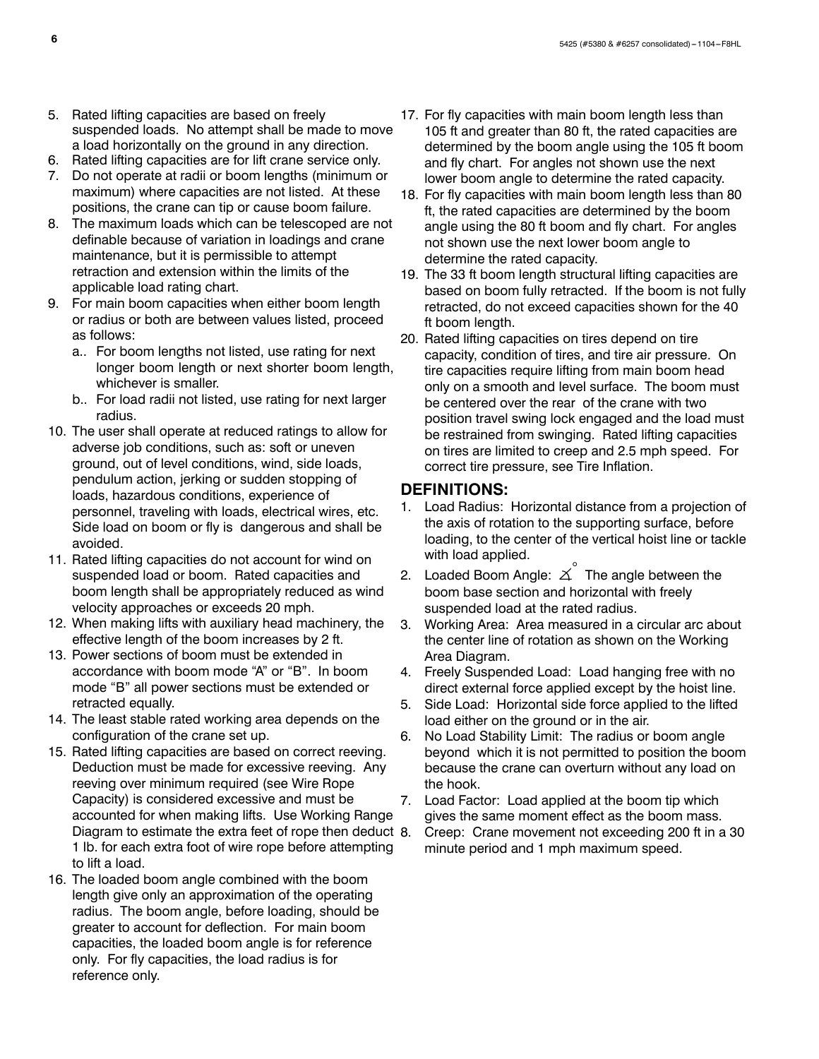5. Rated lifting capacities are based on freely suspended loads. No attempt shall be made to move a load horizontally on the ground in any direction.
6. Rated lifting capacities are for lift crane service only.
7. Do not operate at radii or boom lengths (minimum or maximum) where capacities are not listed. At these positions, the crane can tip or cause boom failure.
8. The maximum loads which can be telescoped are not definable because of variation in loadings and crane maintenance, but it is permissible to attempt retraction and extension within the limits of the applicable load rating chart.
9. For main boom capacities when either boom length or radius or both are between values listed, proceed as follows:
   a.. For boom lengths not listed, use rating for next longer boom length or next shorter boom length, whichever is smaller.
   b.. For load radii not listed, use rating for next larger radius.
10. The user shall operate at reduced ratings to allow for adverse job conditions, such as: soft or uneven ground, out of level conditions, wind, side loads, pendulum action, jerking or sudden stopping of loads, hazardous conditions, experience of personnel, traveling with loads, electrical wires, etc. Side load on boom or fly is dangerous and shall be avoided.
11. Rated lifting capacities do not account for wind on suspended load or boom. Rated capacities and boom length shall be appropriately reduced as wind velocity approaches or exceeds 20 mph.
12. When making lifts with auxiliary head machinery, the effective length of the boom increases by 2 ft.
13. Power sections of boom must be extended in accordance with boom mode "A" or "B". In boom mode "B" all power sections must be extended or retracted equally.
14. The least stable rated working area depends on the configuration of the crane set up.
15. Rated lifting capacities are based on correct reeving. Deduction must be made for excessive reeving. Any reeving over minimum required (see Wire Rope Capacity) is considered excessive and must be accounted for when making lifts. Use Working Range Diagram to estimate the extra feet of rope then deduct 1 lb. for each extra foot of wire rope before attempting to lift a load.
16. The loaded boom angle combined with the boom length give only an approximation of the operating radius. The boom angle, before loading, should be greater to account for deflection. For main boom capacities, the loaded boom angle is for reference only. For fly capacities, the load radius is for reference only.
17. For fly capacities with main boom length less than 105 ft and greater than 80 ft, the rated capacities are determined by the boom angle using the 105 ft boom and fly chart. For angles not shown use the next lower boom angle to determine the rated capacity.
18. For fly capacities with main boom length less than 80 ft, the rated capacities are determined by the boom angle using the 80 ft boom and fly chart. For angles not shown use the next lower boom angle to determine the rated capacity.
19. The 33 ft boom length structural lifting capacities are based on boom fully retracted. If the boom is not fully retracted, do not exceed capacities shown for the 40 ft boom length.
20. Rated lifting capacities on tires depend on tire capacity, condition of tires, and tire air pressure. On tire capacities require lifting from main boom head only on a smooth and level surface. The boom must be centered over the rear of the crane with two position travel swing lock engaged and the load must be restrained from swinging. Rated lifting capacities on tires are limited to creep and 2.5 mph speed. For correct tire pressure, see Tire Inflation.

## DEFINITIONS:

1. Load Radius: Horizontal distance from a projection of the axis of rotation to the supporting surface, before loading, to the center of the vertical hoist line or tackle with load applied.
2. Loaded Boom Angle: ∡° The angle between the boom base section and horizontal with freely suspended load at the rated radius.
3. Working Area: Area measured in a circular arc about the center line of rotation as shown on the Working Area Diagram.
4. Freely Suspended Load: Load hanging free with no direct external force applied except by the hoist line.
5. Side Load: Horizontal side force applied to the lifted load either on the ground or in the air.
6. No Load Stability Limit: The radius or boom angle beyond which it is not permitted to position the boom because the crane can overturn without any load on the hook.
7. Load Factor: Load applied at the boom tip which gives the same moment effect as the boom mass.
8. Creep: Crane movement not exceeding 200 ft in a 30 minute period and 1 mph maximum speed.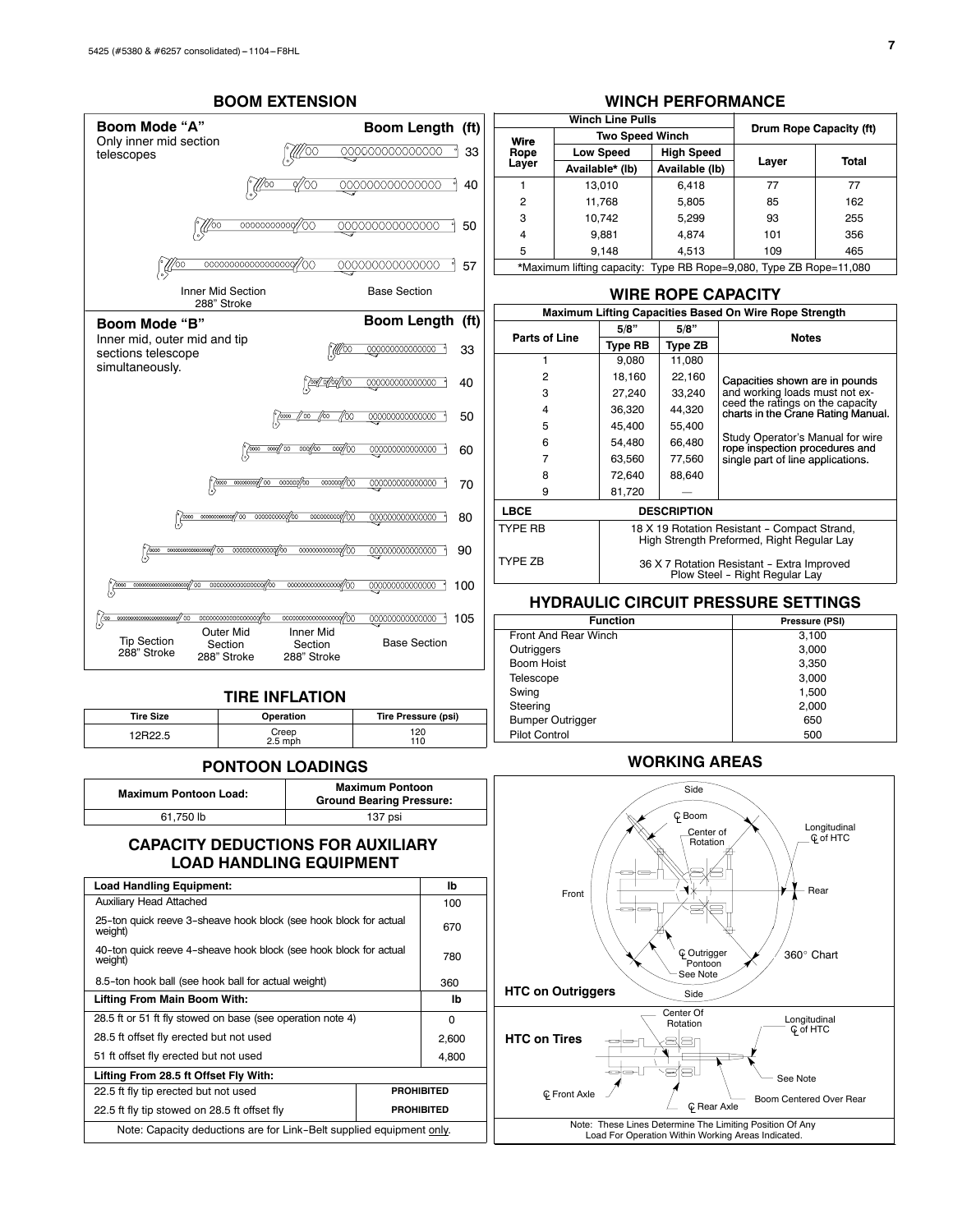## BOOM EXTENSION

**Boom Mode "A"**
Only inner mid section telescopes

| Boom Length (ft) |
|---|
| 33 |
| 40 |
| 50 |
| 57 |

Inner Mid Section 288" Stroke — Base Section

**Boom Mode "B"**
Inner mid, outer mid and tip sections telescope simultaneously.

| Boom Length (ft) |
|---|
| 33 |
| 40 |
| 50 |
| 60 |
| 70 |
| 80 |
| 90 |
| 100 |
| 105 |

Tip Section 288" Stroke — Outer Mid Section 288" Stroke — Inner Mid Section 288" Stroke — Base Section

## TIRE INFLATION

| Tire Size | Operation | Tire Pressure (psi) |
|---|---|---|
| 12R22.5 | Creep<br>2.5 mph | 120<br>110 |

## PONTOON LOADINGS

| Maximum Pontoon Load: | Maximum Pontoon Ground Bearing Pressure: |
|---|---|
| 61,750 lb | 137 psi |

## CAPACITY DEDUCTIONS FOR AUXILIARY LOAD HANDLING EQUIPMENT

| Load Handling Equipment: | lb |
|---|---|
| Auxiliary Head Attached | 100 |
| 25-ton quick reeve 3-sheave hook block (see hook block for actual weight) | 670 |
| 40-ton quick reeve 4-sheave hook block (see hook block for actual weight) | 780 |
| 8.5-ton hook ball (see hook ball for actual weight) | 360 |
| **Lifting From Main Boom With:** | **lb** |
| 28.5 ft or 51 ft fly stowed on base (see operation note 4) | 0 |
| 28.5 ft offset fly erected but not used | 2,600 |
| 51 ft offset fly erected but not used | 4,800 |
| **Lifting From 28.5 ft Offset Fly With:** | |
| 22.5 ft fly tip erected but not used | **PROHIBITED** |
| 22.5 ft fly tip stowed on 28.5 ft offset fly | **PROHIBITED** |

Note: Capacity deductions are for Link-Belt supplied equipment only.

## WINCH PERFORMANCE

| Wire Rope Layer | Winch Line Pulls – Two Speed Winch – Low Speed Available* (lb) | High Speed Available (lb) | Drum Rope Capacity (ft) – Layer | Total |
|---|---|---|---|---|
| 1 | 13,010 | 6,418 | 77 | 77 |
| 2 | 11,768 | 5,805 | 85 | 162 |
| 3 | 10,742 | 5,299 | 93 | 255 |
| 4 | 9,881 | 4,874 | 101 | 356 |
| 5 | 9,148 | 4,513 | 109 | 465 |

*Maximum lifting capacity: Type RB Rope=9,080, Type ZB Rope=11,080

## WIRE ROPE CAPACITY

**Maximum Lifting Capacities Based On Wire Rope Strength**

| Parts of Line | 5/8" Type RB | 5/8" Type ZB | Notes |
|---|---|---|---|
| 1 | 9,080 | 11,080 | Capacities shown are in pounds and working loads must not exceed the ratings on the capacity charts in the Crane Rating Manual. Study Operator's Manual for wire rope inspection procedures and single part of line applications. |
| 2 | 18,160 | 22,160 | |
| 3 | 27,240 | 33,240 | |
| 4 | 36,320 | 44,320 | |
| 5 | 45,400 | 55,400 | |
| 6 | 54,480 | 66,480 | |
| 7 | 63,560 | 77,560 | |
| 8 | 72,640 | 88,640 | |
| 9 | 81,720 | — | |

| LBCE | DESCRIPTION |
|---|---|
| TYPE RB | 18 X 19 Rotation Resistant - Compact Strand, High Strength Preformed, Right Regular Lay |
| TYPE ZB | 36 X 7 Rotation Resistant - Extra Improved Plow Steel - Right Regular Lay |

## HYDRAULIC CIRCUIT PRESSURE SETTINGS

| Function | Pressure (PSI) |
|---|---|
| Front And Rear Winch | 3,100 |
| Outriggers | 3,000 |
| Boom Hoist | 3,350 |
| Telescope | 3,000 |
| Swing | 1,500 |
| Steering | 2,000 |
| Bumper Outrigger | 650 |
| Pilot Control | 500 |

## WORKING AREAS

**HTC on Outriggers**

Side — ℄ Boom — Center of Rotation — Longitudinal ℄ of HTC — Front — Rear — ℄ Outrigger Pontoon See Note — 360° Chart — Side

**HTC on Tires**

Center Of Rotation — Longitudinal ℄ of HTC — See Note — ℄ Front Axle — ℄ Rear Axle — Boom Centered Over Rear

Note: These Lines Determine The Limiting Position Of Any Load For Operation Within Working Areas Indicated.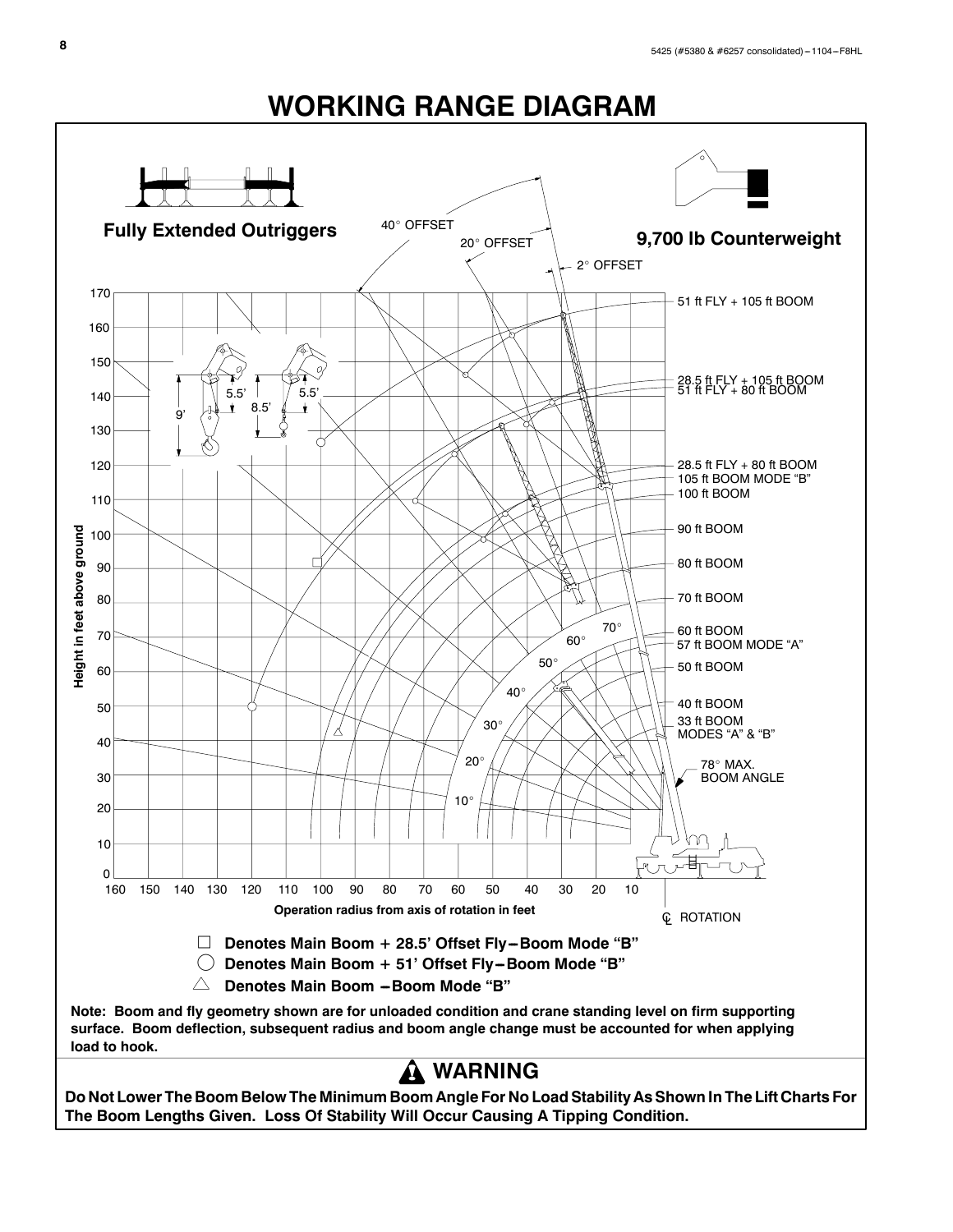# WORKING RANGE DIAGRAM

**Fully Extended Outriggers**

**9,700 lb Counterweight**

40° OFFSET

20° OFFSET

2° OFFSET

51 ft FLY + 105 ft BOOM

28.5 ft FLY + 105 ft BOOM

51 ft FLY + 80 ft BOOM

28.5 ft FLY + 80 ft BOOM

105 ft BOOM MODE "B"

100 ft BOOM

90 ft BOOM

80 ft BOOM

70 ft BOOM

60 ft BOOM

57 ft BOOM MODE "A"

50 ft BOOM

40 ft BOOM

33 ft BOOM MODES "A" & "B"

78° MAX. BOOM ANGLE

Height in feet above ground

Operation radius from axis of rotation in feet

℄ ROTATION

□ **Denotes Main Boom + 28.5' Offset Fly – Boom Mode "B"**

○ **Denotes Main Boom + 51' Offset Fly – Boom Mode "B"**

△ **Denotes Main Boom – Boom Mode "B"**

**Note: Boom and fly geometry shown are for unloaded condition and crane standing level on firm supporting surface. Boom deflection, subsequent radius and boom angle change must be accounted for when applying load to hook.**

## WARNING

**Do Not Lower The Boom Below The Minimum Boom Angle For No Load Stability As Shown In The Lift Charts For The Boom Lengths Given. Loss Of Stability Will Occur Causing A Tipping Condition.**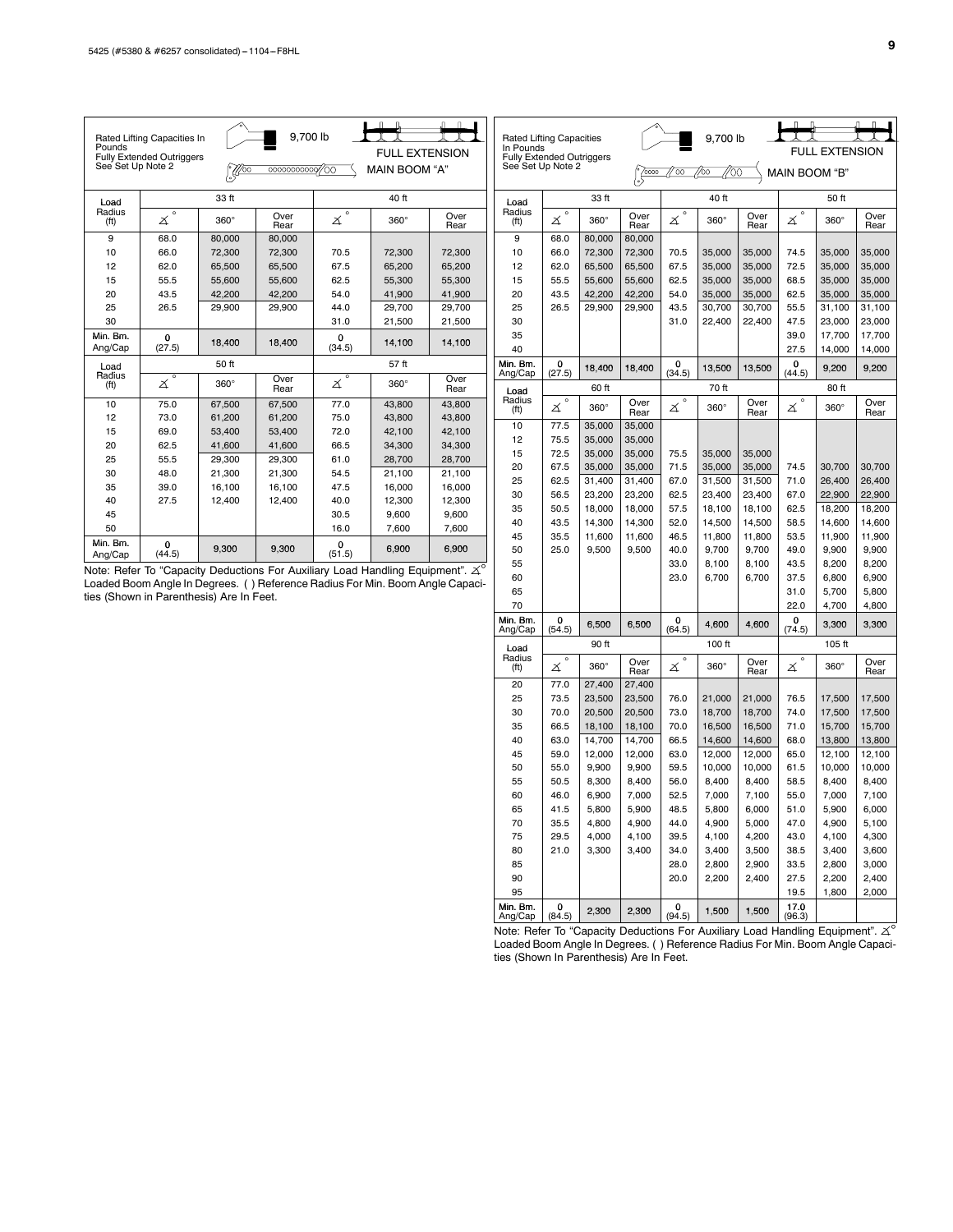Rated Lifting Capacities In Pounds
Fully Extended Outriggers
See Set Up Note 2

9,700 lb

FULL EXTENSION

MAIN BOOM "A"

| Load Radius (ft) | 33 ft | | | 40 ft | | |
|---|---|---|---|---|---|---|
| | ∡° | 360° | Over Rear | ∡° | 360° | Over Rear |
| 9 | 68.0 | 80,000 | 80,000 | | | |
| 10 | 66.0 | 72,300 | 72,300 | 70.5 | 72,300 | 72,300 |
| 12 | 62.0 | 65,500 | 65,500 | 67.5 | 65,200 | 65,200 |
| 15 | 55.5 | 55,600 | 55,600 | 62.5 | 55,300 | 55,300 |
| 20 | 43.5 | 42,200 | 42,200 | 54.0 | 41,900 | 41,900 |
| 25 | 26.5 | 29,900 | 29,900 | 44.0 | 29,700 | 29,700 |
| 30 | | | | 31.0 | 21,500 | 21,500 |
| Min. Bm. Ang/Cap | 0 (27.5) | 18,400 | 18,400 | 0 (34.5) | 14,100 | 14,100 |

| Load Radius (ft) | 50 ft | | | 57 ft | | |
|---|---|---|---|---|---|---|
| | ∡° | 360° | Over Rear | ∡° | 360° | Over Rear |
| 10 | 75.0 | 67,500 | 67,500 | 77.0 | 43,800 | 43,800 |
| 12 | 73.0 | 61,200 | 61,200 | 75.0 | 43,800 | 43,800 |
| 15 | 69.0 | 53,400 | 53,400 | 72.0 | 42,100 | 42,100 |
| 20 | 62.5 | 41,600 | 41,600 | 66.5 | 34,300 | 34,300 |
| 25 | 55.5 | 29,300 | 29,300 | 61.0 | 28,700 | 28,700 |
| 30 | 48.0 | 21,300 | 21,300 | 54.5 | 21,100 | 21,100 |
| 35 | 39.0 | 16,100 | 16,100 | 47.5 | 16,000 | 16,000 |
| 40 | 27.5 | 12,400 | 12,400 | 40.0 | 12,300 | 12,300 |
| 45 | | | | 30.5 | 9,600 | 9,600 |
| 50 | | | | 16.0 | 7,600 | 7,600 |
| Min. Bm. Ang/Cap | 0 (44.5) | 9,300 | 9,300 | 0 (51.5) | 6,900 | 6,900 |

Note: Refer To "Capacity Deductions For Auxiliary Load Handling Equipment". ∡° Loaded Boom Angle In Degrees. ( ) Reference Radius For Min. Boom Angle Capacities (Shown in Parenthesis) Are In Feet.

Rated Lifting Capacities In Pounds
Fully Extended Outriggers
See Set Up Note 2

9,700 lb

FULL EXTENSION

MAIN BOOM "B"

| Load Radius (ft) | 33 ft | | | 40 ft | | | 50 ft | | |
|---|---|---|---|---|---|---|---|---|---|
| | ∡° | 360° | Over Rear | ∡° | 360° | Over Rear | ∡° | 360° | Over Rear |
| 9 | 68.0 | 80,000 | 80,000 | | | | | | |
| 10 | 66.0 | 72,300 | 72,300 | 70.5 | 35,000 | 35,000 | 74.5 | 35,000 | 35,000 |
| 12 | 62.0 | 65,500 | 65,500 | 67.5 | 35,000 | 35,000 | 72.5 | 35,000 | 35,000 |
| 15 | 55.5 | 55,600 | 55,600 | 62.5 | 35,000 | 35,000 | 68.5 | 35,000 | 35,000 |
| 20 | 43.5 | 42,200 | 42,200 | 54.0 | 35,000 | 35,000 | 62.5 | 35,000 | 35,000 |
| 25 | 26.5 | 29,900 | 29,900 | 43.5 | 30,700 | 30,700 | 55.5 | 31,100 | 31,100 |
| 30 | | | | 31.0 | 22,400 | 22,400 | 47.5 | 23,000 | 23,000 |
| 35 | | | | | | | 39.0 | 17,700 | 17,700 |
| 40 | | | | | | | 27.5 | 14,000 | 14,000 |
| Min. Bm. Ang/Cap | 0 (27.5) | 18,400 | 18,400 | 0 (34.5) | 13,500 | 13,500 | 0 (44.5) | 9,200 | 9,200 |

| Load Radius (ft) | 60 ft | | | 70 ft | | | 80 ft | | |
|---|---|---|---|---|---|---|---|---|---|
| | ∡° | 360° | Over Rear | ∡° | 360° | Over Rear | ∡° | 360° | Over Rear |
| 10 | 77.5 | 35,000 | 35,000 | | | | | | |
| 12 | 75.5 | 35,000 | 35,000 | | | | | | |
| 15 | 72.5 | 35,000 | 35,000 | 75.5 | 35,000 | 35,000 | | | |
| 20 | 67.5 | 35,000 | 35,000 | 71.5 | 35,000 | 35,000 | 74.5 | 30,700 | 30,700 |
| 25 | 62.5 | 31,400 | 31,400 | 67.0 | 31,500 | 31,500 | 71.0 | 26,400 | 26,400 |
| 30 | 56.5 | 23,200 | 23,200 | 62.5 | 23,400 | 23,400 | 67.0 | 22,900 | 22,900 |
| 35 | 50.5 | 18,000 | 18,000 | 57.5 | 18,100 | 18,100 | 62.5 | 18,200 | 18,200 |
| 40 | 43.5 | 14,300 | 14,300 | 52.0 | 14,500 | 14,500 | 58.5 | 14,600 | 14,600 |
| 45 | 35.5 | 11,600 | 11,600 | 46.5 | 11,800 | 11,800 | 53.5 | 11,900 | 11,900 |
| 50 | 25.0 | 9,500 | 9,500 | 40.0 | 9,700 | 9,700 | 49.0 | 9,900 | 9,900 |
| 55 | | | | 33.0 | 8,100 | 8,100 | 43.5 | 8,200 | 8,200 |
| 60 | | | | 23.0 | 6,700 | 6,700 | 37.5 | 6,800 | 6,900 |
| 65 | | | | | | | 31.0 | 5,700 | 5,800 |
| 70 | | | | | | | 22.0 | 4,700 | 4,800 |
| Min. Bm. Ang/Cap | 0 (54.5) | 6,500 | 6,500 | 0 (64.5) | 4,600 | 4,600 | 0 (74.5) | 3,300 | 3,300 |

| Load Radius (ft) | 90 ft | | | 100 ft | | | 105 ft | | |
|---|---|---|---|---|---|---|---|---|---|
| | ∡° | 360° | Over Rear | ∡° | 360° | Over Rear | ∡° | 360° | Over Rear |
| 20 | 77.0 | 27,400 | 27,400 | | | | | | |
| 25 | 73.5 | 23,500 | 23,500 | 76.0 | 21,000 | 21,000 | 76.5 | 17,500 | 17,500 |
| 30 | 70.0 | 20,500 | 20,500 | 73.0 | 18,700 | 18,700 | 74.0 | 17,500 | 17,500 |
| 35 | 66.5 | 18,100 | 18,100 | 70.0 | 16,500 | 16,500 | 71.0 | 15,700 | 15,700 |
| 40 | 63.0 | 14,700 | 14,700 | 66.5 | 14,600 | 14,600 | 68.0 | 13,800 | 13,800 |
| 45 | 59.0 | 12,000 | 12,000 | 63.0 | 12,000 | 12,000 | 65.0 | 12,100 | 12,100 |
| 50 | 55.0 | 9,900 | 9,900 | 59.5 | 10,000 | 10,000 | 61.5 | 10,000 | 10,000 |
| 55 | 50.5 | 8,300 | 8,400 | 56.0 | 8,400 | 8,400 | 58.5 | 8,400 | 8,400 |
| 60 | 46.0 | 6,900 | 7,000 | 52.5 | 7,000 | 7,100 | 55.0 | 7,000 | 7,100 |
| 65 | 41.5 | 5,800 | 5,900 | 48.5 | 5,800 | 6,000 | 51.0 | 5,900 | 6,000 |
| 70 | 35.5 | 4,800 | 4,900 | 44.0 | 4,900 | 5,000 | 47.0 | 4,900 | 5,100 |
| 75 | 29.5 | 4,000 | 4,100 | 39.5 | 4,100 | 4,200 | 43.0 | 4,100 | 4,300 |
| 80 | 21.0 | 3,300 | 3,400 | 34.0 | 3,400 | 3,500 | 38.5 | 3,400 | 3,600 |
| 85 | | | | 28.0 | 2,800 | 2,900 | 33.5 | 2,800 | 3,000 |
| 90 | | | | 20.0 | 2,200 | 2,400 | 27.5 | 2,200 | 2,400 |
| 95 | | | | | | | 19.5 | 1,800 | 2,000 |
| Min. Bm. Ang/Cap | 0 (84.5) | 2,300 | 2,300 | 0 (94.5) | 1,500 | 1,500 | 17.0 (96.3) | | |

Note: Refer To "Capacity Deductions For Auxiliary Load Handling Equipment". ∡° Loaded Boom Angle In Degrees. ( ) Reference Radius For Min. Boom Angle Capacities (Shown In Parenthesis) Are In Feet.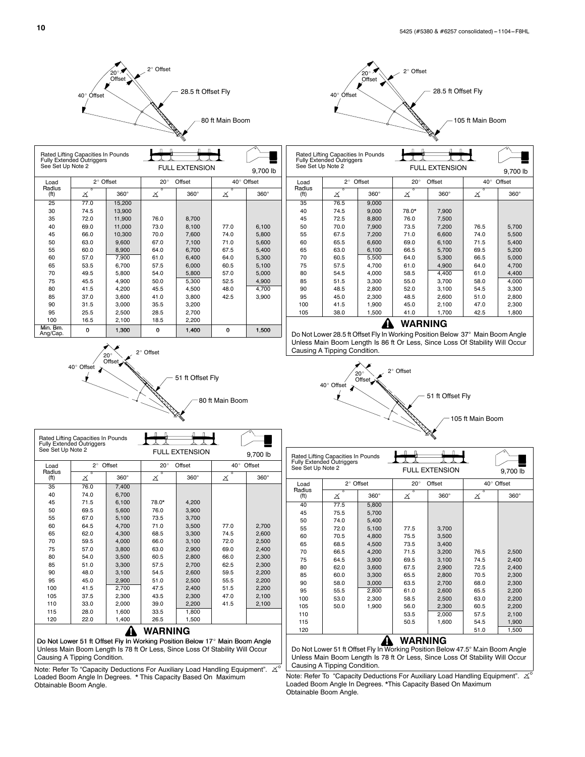28.5 ft Offset Fly / 80 ft Main Boom

Rated Lifting Capacities In Pounds
Fully Extended Outriggers
See Set Up Note 2

FULL EXTENSION — 9,700 lb

| Load Radius (ft) | 2° Offset | | 20° Offset | | 40° Offset | |
|---|---|---|---|---|---|---|
| | ∡° | 360° | ∡° | 360° | ∡° | 360° |
| 25 | 77.0 | 15,200 | | | | |
| 30 | 74.5 | 13,900 | | | | |
| 35 | 72.0 | 11,900 | 76.0 | 8,700 | | |
| 40 | 69.0 | 11,000 | 73.0 | 8,100 | 77.0 | 6,100 |
| 45 | 66.0 | 10,300 | 70.0 | 7,600 | 74.0 | 5,800 |
| 50 | 63.0 | 9,600 | 67.0 | 7,100 | 71.0 | 5,600 |
| 55 | 60.0 | 8,900 | 64.0 | 6,700 | 67.5 | 5,400 |
| 60 | 57.0 | 7,900 | 61.0 | 6,400 | 64.0 | 5,300 |
| 65 | 53.5 | 6,700 | 57.5 | 6,000 | 60.5 | 5,100 |
| 70 | 49.5 | 5,800 | 54.0 | 5,800 | 57.0 | 5,000 |
| 75 | 45.5 | 4,900 | 50.0 | 5,300 | 52.5 | 4,900 |
| 80 | 41.5 | 4,200 | 45.5 | 4,500 | 48.0 | 4,700 |
| 85 | 37.0 | 3,600 | 41.0 | 3,800 | 42.5 | 3,900 |
| 90 | 31.5 | 3,000 | 35.5 | 3,200 | | |
| 95 | 25.5 | 2,500 | 28.5 | 2,700 | | |
| 100 | 16.5 | 2,100 | 18.5 | 2,200 | | |
| Min. Bm. Ang/Cap. | 0 | 1,300 | 0 | 1,400 | 0 | 1,500 |

28.5 ft Offset Fly / 105 ft Main Boom

Rated Lifting Capacities In Pounds
Fully Extended Outriggers
See Set Up Note 2

FULL EXTENSION — 9,700 lb

| Load Radius (ft) | 2° Offset | | 20° Offset | | 40° Offset | |
|---|---|---|---|---|---|---|
| | ∡° | 360° | ∡° | 360° | ∡° | 360° |
| 35 | 76.5 | 9,000 | | | | |
| 40 | 74.5 | 9,000 | 78.0* | 7,900 | | |
| 45 | 72.5 | 8,800 | 76.0 | 7,500 | | |
| 50 | 70.0 | 7,900 | 73.5 | 7,200 | 76.5 | 5,700 |
| 55 | 67.5 | 7,200 | 71.0 | 6,600 | 74.0 | 5,500 |
| 60 | 65.5 | 6,600 | 69.0 | 6,100 | 71.5 | 5,400 |
| 65 | 63.0 | 6,100 | 66.5 | 5,700 | 69.5 | 5,200 |
| 70 | 60.5 | 5,500 | 64.0 | 5,300 | 66.5 | 5,000 |
| 75 | 57.5 | 4,700 | 61.0 | 4,900 | 64.0 | 4,700 |
| 80 | 54.5 | 4,000 | 58.5 | 4,400 | 61.0 | 4,400 |
| 85 | 51.5 | 3,300 | 55.0 | 3,700 | 58.0 | 4,000 |
| 90 | 48.5 | 2,800 | 52.0 | 3,100 | 54.5 | 3,300 |
| 95 | 45.0 | 2,300 | 48.5 | 2,600 | 51.0 | 2,800 |
| 100 | 41.5 | 1,900 | 45.0 | 2,100 | 47.0 | 2,300 |
| 105 | 38.0 | 1,500 | 41.0 | 1,700 | 42.5 | 1,800 |

**⚠ WARNING**

Do Not Lower 28.5 ft Offset Fly In Working Position Below 37° Main Boom Angle Unless Main Boom Length Is 86 ft Or Less, Since Loss Of Stability Will Occur Causing A Tipping Condition.

51 ft Offset Fly / 80 ft Main Boom

Rated Lifting Capacities In Pounds
Fully Extended Outriggers
See Set Up Note 2

FULL EXTENSION — 9,700 lb

| Load Radius (ft) | 2° Offset | | 20° Offset | | 40° Offset | |
|---|---|---|---|---|---|---|
| | ∡° | 360° | ∡° | 360° | ∡° | 360° |
| 35 | 76.0 | 7,400 | | | | |
| 40 | 74.0 | 6,700 | | | | |
| 45 | 71.5 | 6,100 | 78.0* | 4,200 | | |
| 50 | 69.5 | 5,600 | 76.0 | 3,900 | | |
| 55 | 67.0 | 5,100 | 73.5 | 3,700 | | |
| 60 | 64.5 | 4,700 | 71.0 | 3,500 | 77.0 | 2,700 |
| 65 | 62.0 | 4,300 | 68.5 | 3,300 | 74.5 | 2,600 |
| 70 | 59.5 | 4,000 | 66.0 | 3,100 | 72.0 | 2,500 |
| 75 | 57.0 | 3,800 | 63.0 | 2,900 | 69.0 | 2,400 |
| 80 | 54.0 | 3,500 | 60.5 | 2,800 | 66.0 | 2,300 |
| 85 | 51.0 | 3,300 | 57.5 | 2,700 | 62.5 | 2,300 |
| 90 | 48.0 | 3,100 | 54.5 | 2,600 | 59.5 | 2,200 |
| 95 | 45.0 | 2,900 | 51.0 | 2,500 | 55.5 | 2,200 |
| 100 | 41.5 | 2,700 | 47.5 | 2,400 | 51.5 | 2,200 |
| 105 | 37.5 | 2,300 | 43.5 | 2,300 | 47.0 | 2,100 |
| 110 | 33.0 | 2,000 | 39.0 | 2,200 | 41.5 | 2,100 |
| 115 | 28.0 | 1,600 | 33.5 | 1,800 | | |
| 120 | 22.0 | 1,400 | 26.5 | 1,500 | | |

**⚠ WARNING**

Do Not Lower 51 ft Offset Fly In Working Position Below 17° Main Boom Angle Unless Main Boom Length Is 78 ft Or Less, Since Loss Of Stability Will Occur Causing A Tipping Condition.

Note: Refer To "Capacity Deductions For Auxiliary Load Handling Equipment". ∡° Loaded Boom Angle In Degrees. * This Capacity Based On Maximum Obtainable Boom Angle.

51 ft Offset Fly / 105 ft Main Boom

Rated Lifting Capacities In Pounds
Fully Extended Outriggers
See Set Up Note 2

FULL EXTENSION — 9,700 lb

| Load Radius (ft) | 2° Offset | | 20° Offset | | 40° Offset | |
|---|---|---|---|---|---|---|
| | ∡° | 360° | ∡° | 360° | ∡° | 360° |
| 40 | 77.5 | 5,800 | | | | |
| 45 | 75.5 | 5,700 | | | | |
| 50 | 74.0 | 5,400 | | | | |
| 55 | 72.0 | 5,100 | 77.5 | 3,700 | | |
| 60 | 70.5 | 4,800 | 75.5 | 3,500 | | |
| 65 | 68.5 | 4,500 | 73.5 | 3,400 | | |
| 70 | 66.5 | 4,200 | 71.5 | 3,200 | 76.5 | 2,500 |
| 75 | 64.5 | 3,900 | 69.5 | 3,100 | 74.5 | 2,400 |
| 80 | 62.0 | 3,600 | 67.5 | 2,900 | 72.5 | 2,400 |
| 85 | 60.0 | 3,300 | 65.5 | 2,800 | 70.5 | 2,300 |
| 90 | 58.0 | 3,000 | 63.5 | 2,700 | 68.0 | 2,300 |
| 95 | 55.5 | 2,800 | 61.0 | 2,600 | 65.5 | 2,200 |
| 100 | 53.0 | 2,300 | 58.5 | 2,500 | 63.0 | 2,200 |
| 105 | 50.0 | 1,900 | 56.0 | 2,300 | 60.5 | 2,200 |
| 110 | | | 53.5 | 2,000 | 57.5 | 2,100 |
| 115 | | | 50.5 | 1,600 | 54.5 | 1,900 |
| 120 | | | | | 51.0 | 1,500 |

**⚠ WARNING**

Do Not Lower 51 ft Offset Fly In Working Position Below 47.5° Main Boom Angle Unless Main Boom Length Is 78 ft Or Less, Since Loss Of Stability Will Occur Causing A Tipping Condition.

Note: Refer To "Capacity Deductions For Auxiliary Load Handling Equipment". ∡° Loaded Boom Angle In Degrees. *This Capacity Based On Maximum Obtainable Boom Angle.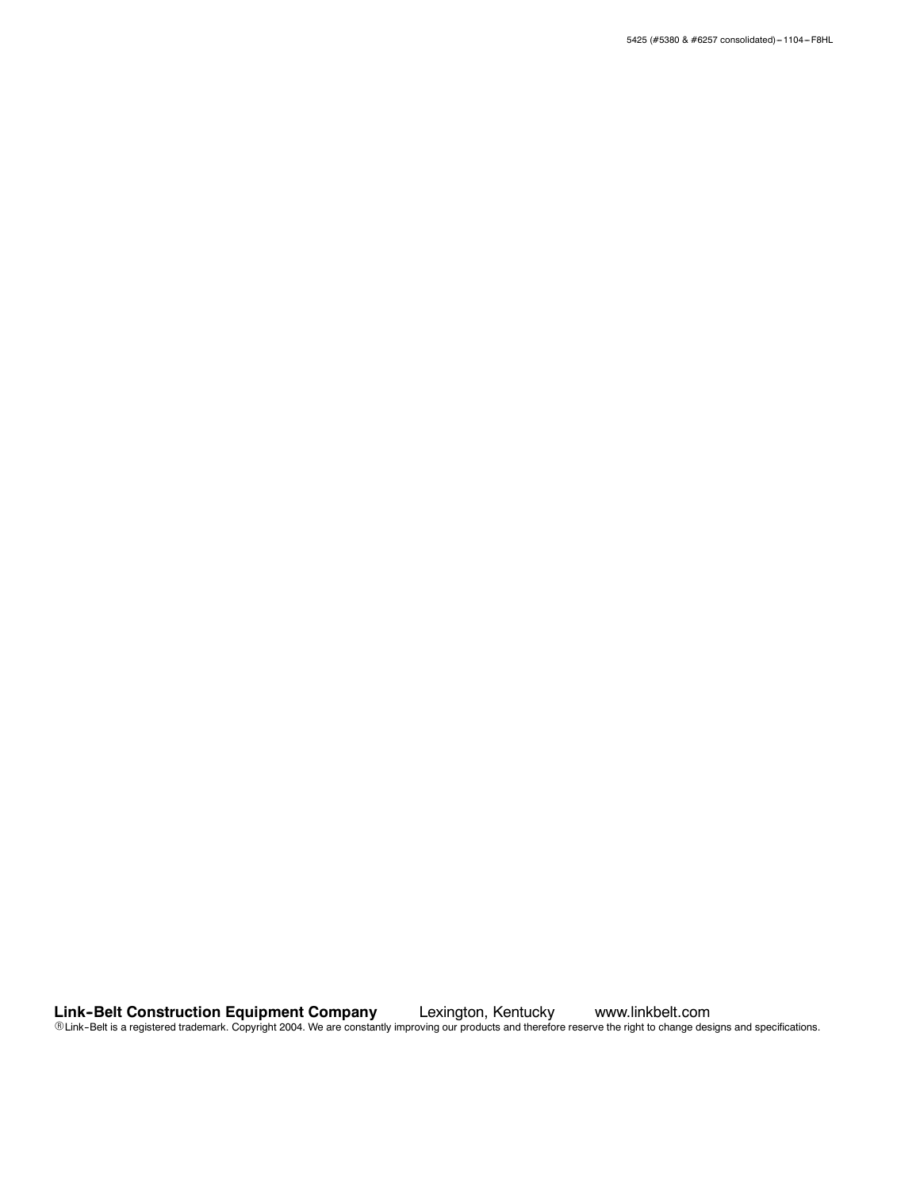5425 (#5380 & #6257 consolidated) – 1104 – F8HL

**Link-Belt Construction Equipment Company** Lexington, Kentucky www.linkbelt.com

® Link-Belt is a registered trademark. Copyright 2004. We are constantly improving our products and therefore reserve the right to change designs and specifications.